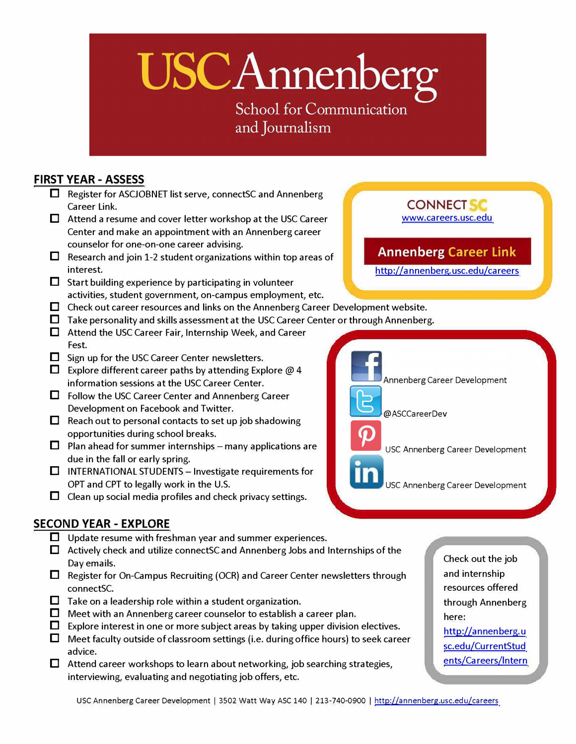# USC Annenberg

School for Communication and Journalism

## FIRST YEAR - ASSESS

- ☐ Register for ASCJOBNET list serve, connectSC and Annenberg Career Link.
- ☐ Attend a resume and cover letter workshop at the USC Career Center and make an appointment with an Annenberg career counselor for one-on-one career advising.
- ☐ Research and join 1-2 student organizations within top areas of interest.
- ☐ Start building experience by participating in volunteer activities, student government, on-campus employment, etc.
- ☐ Check out career resources and links on the Annenberg Career Development website.
- ☐ Take personality and skills assessment at the USC Career Center or through Annenberg.
- ☐ Attend the USC Career Fair, Internship Week, and Career Fest.
- ☐ Sign up for the USC Career Center newsletters.
- ☐ Explore different career paths by attending Explore @ 4 information sessions at the USC Career Center.
- ☐ Follow the USC Career Center and Annenberg Career Development on Facebook and Twitter.
- ☐ Reach out to personal contacts to set up job shadowing opportunities during school breaks.
- ☐ Plan ahead for summer internships – many applications are due in the fall or early spring.
- ☐ INTERNATIONAL STUDENTS – Investigate requirements for OPT and CPT to legally work in the U.S.
- ☐ Clean up social media profiles and check privacy settings.

**CONNECT SC**
www.careers.usc.edu

**Annenberg Career Link**
http://annenberg.usc.edu/careers

Facebook: Annenberg Career Development
Twitter: @ASCCareerDev
Pinterest: USC Annenberg Career Development
LinkedIn: USC Annenberg Career Development

## SECOND YEAR - EXPLORE

- ☐ Update resume with freshman year and summer experiences.
- ☐ Actively check and utilize connectSC and Annenberg Jobs and Internships of the Day emails.
- ☐ Register for On-Campus Recruiting (OCR) and Career Center newsletters through connectSC.
- ☐ Take on a leadership role within a student organization.
- ☐ Meet with an Annenberg career counselor to establish a career plan.
- ☐ Explore interest in one or more subject areas by taking upper division electives.
- ☐ Meet faculty outside of classroom settings (i.e. during office hours) to seek career advice.
- ☐ Attend career workshops to learn about networking, job searching strategies, interviewing, evaluating and negotiating job offers, etc.

Check out the job and internship resources offered through Annenberg here: http://annenberg.usc.edu/CurrentStudents/Careers/Intern

USC Annenberg Career Development | 3502 Watt Way ASC 140 | 213-740-0900 | http://annenberg.usc.edu/careers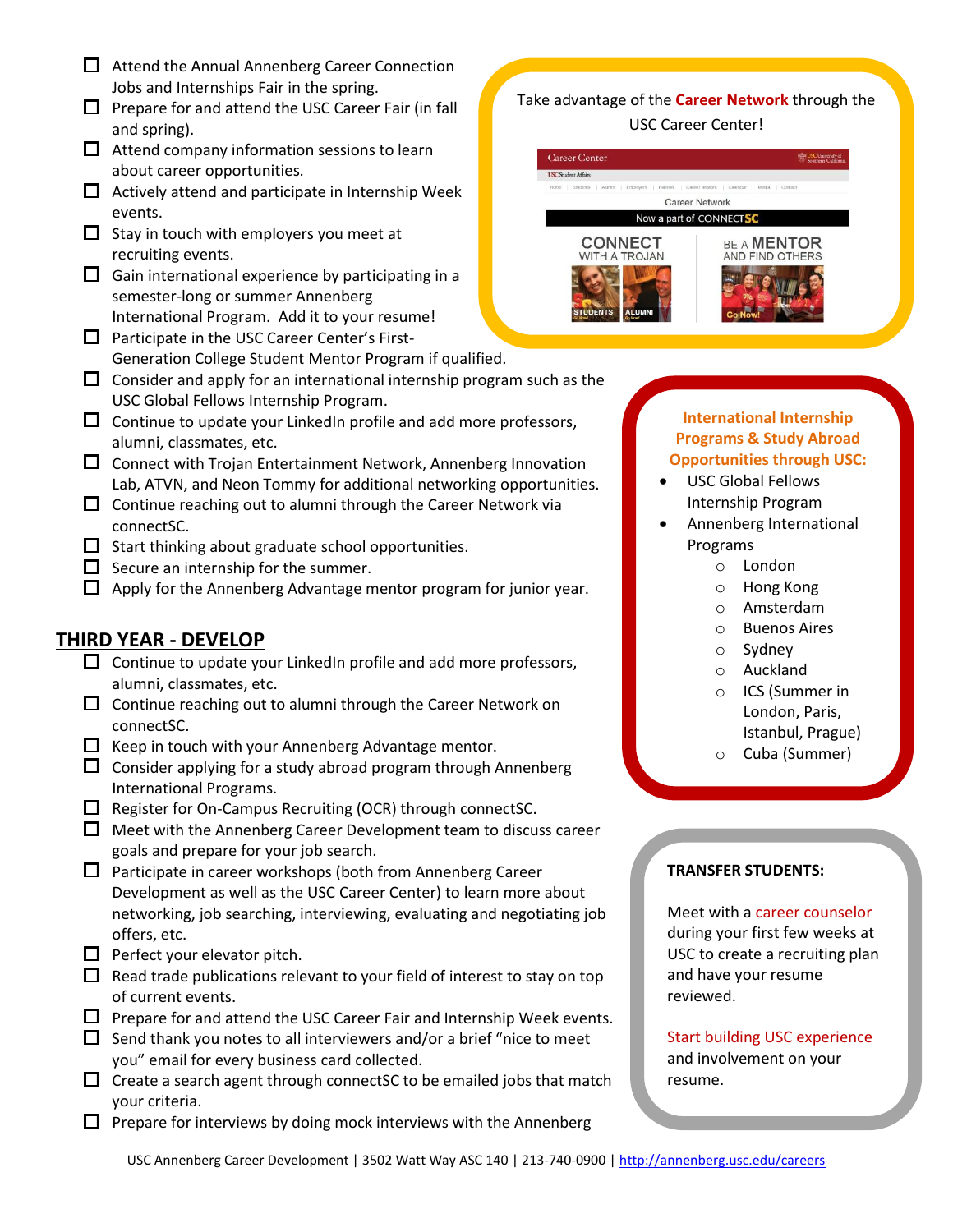- [ ] Attend the Annual Annenberg Career Connection Jobs and Internships Fair in the spring.
- [ ] Prepare for and attend the USC Career Fair (in fall and spring).
- [ ] Attend company information sessions to learn about career opportunities.
- [ ] Actively attend and participate in Internship Week events.
- [ ] Stay in touch with employers you meet at recruiting events.
- [ ] Gain international experience by participating in a semester-long or summer Annenberg International Program. Add it to your resume!
- [ ] Participate in the USC Career Center's First-Generation College Student Mentor Program if qualified.
- [ ] Consider and apply for an international internship program such as the USC Global Fellows Internship Program.
- [ ] Continue to update your LinkedIn profile and add more professors, alumni, classmates, etc.
- [ ] Connect with Trojan Entertainment Network, Annenberg Innovation Lab, ATVN, and Neon Tommy for additional networking opportunities.
- [ ] Continue reaching out to alumni through the Career Network via connectSC.
- [ ] Start thinking about graduate school opportunities.
- [ ] Secure an internship for the summer.
- [ ] Apply for the Annenberg Advantage mentor program for junior year.

## THIRD YEAR - DEVELOP

- [ ] Continue to update your LinkedIn profile and add more professors, alumni, classmates, etc.
- [ ] Continue reaching out to alumni through the Career Network on connectSC.
- [ ] Keep in touch with your Annenberg Advantage mentor.
- [ ] Consider applying for a study abroad program through Annenberg International Programs.
- [ ] Register for On-Campus Recruiting (OCR) through connectSC.
- [ ] Meet with the Annenberg Career Development team to discuss career goals and prepare for your job search.
- [ ] Participate in career workshops (both from Annenberg Career Development as well as the USC Career Center) to learn more about networking, job searching, interviewing, evaluating and negotiating job offers, etc.
- [ ] Perfect your elevator pitch.
- [ ] Read trade publications relevant to your field of interest to stay on top of current events.
- [ ] Prepare for and attend the USC Career Fair and Internship Week events.
- [ ] Send thank you notes to all interviewers and/or a brief "nice to meet you" email for every business card collected.
- [ ] Create a search agent through connectSC to be emailed jobs that match your criteria.
- [ ] Prepare for interviews by doing mock interviews with the Annenberg

Take advantage of the **Career Network** through the USC Career Center!

Career Center
USC Student Affairs
Career Network
Now a part of CONNECTSC
CONNECT WITH A TROJAN — STUDENTS | ALUMNI
BE A MENTOR AND FIND OTHERS — Go Now!

**International Internship Programs & Study Abroad Opportunities through USC:**

- USC Global Fellows Internship Program
- Annenberg International Programs
  - London
  - Hong Kong
  - Amsterdam
  - Buenos Aires
  - Sydney
  - Auckland
  - ICS (Summer in London, Paris, Istanbul, Prague)
  - Cuba (Summer)

**TRANSFER STUDENTS:**

Meet with a career counselor during your first few weeks at USC to create a recruiting plan and have your resume reviewed.

Start building USC experience and involvement on your resume.

USC Annenberg Career Development | 3502 Watt Way ASC 140 | 213-740-0900 | http://annenberg.usc.edu/careers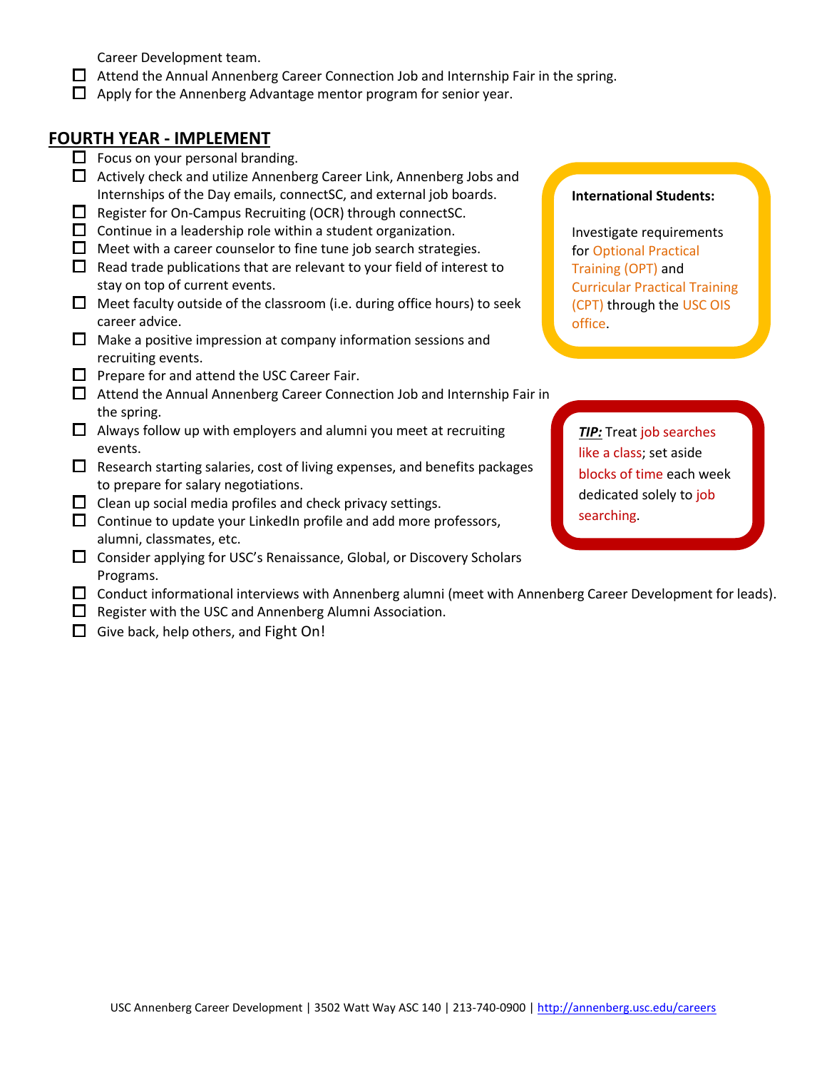Career Development team.

- ☐ Attend the Annual Annenberg Career Connection Job and Internship Fair in the spring.
- ☐ Apply for the Annenberg Advantage mentor program for senior year.

## FOURTH YEAR - IMPLEMENT

- ☐ Focus on your personal branding.
- ☐ Actively check and utilize Annenberg Career Link, Annenberg Jobs and Internships of the Day emails, connectSC, and external job boards.
- ☐ Register for On-Campus Recruiting (OCR) through connectSC.
- ☐ Continue in a leadership role within a student organization.
- ☐ Meet with a career counselor to fine tune job search strategies.
- ☐ Read trade publications that are relevant to your field of interest to stay on top of current events.
- ☐ Meet faculty outside of the classroom (i.e. during office hours) to seek career advice.
- ☐ Make a positive impression at company information sessions and recruiting events.
- ☐ Prepare for and attend the USC Career Fair.
- ☐ Attend the Annual Annenberg Career Connection Job and Internship Fair in the spring.
- ☐ Always follow up with employers and alumni you meet at recruiting events.
- ☐ Research starting salaries, cost of living expenses, and benefits packages to prepare for salary negotiations.
- ☐ Clean up social media profiles and check privacy settings.
- ☐ Continue to update your LinkedIn profile and add more professors, alumni, classmates, etc.
- ☐ Consider applying for USC's Renaissance, Global, or Discovery Scholars Programs.
- ☐ Conduct informational interviews with Annenberg alumni (meet with Annenberg Career Development for leads).
- ☐ Register with the USC and Annenberg Alumni Association.
- ☐ Give back, help others, and Fight On!

**International Students:**

Investigate requirements for Optional Practical Training (OPT) and Curricular Practical Training (CPT) through the USC OIS office.

***TIP:*** Treat job searches like a class; set aside blocks of time each week dedicated solely to job searching.

USC Annenberg Career Development | 3502 Watt Way ASC 140 | 213-740-0900 | http://annenberg.usc.edu/careers